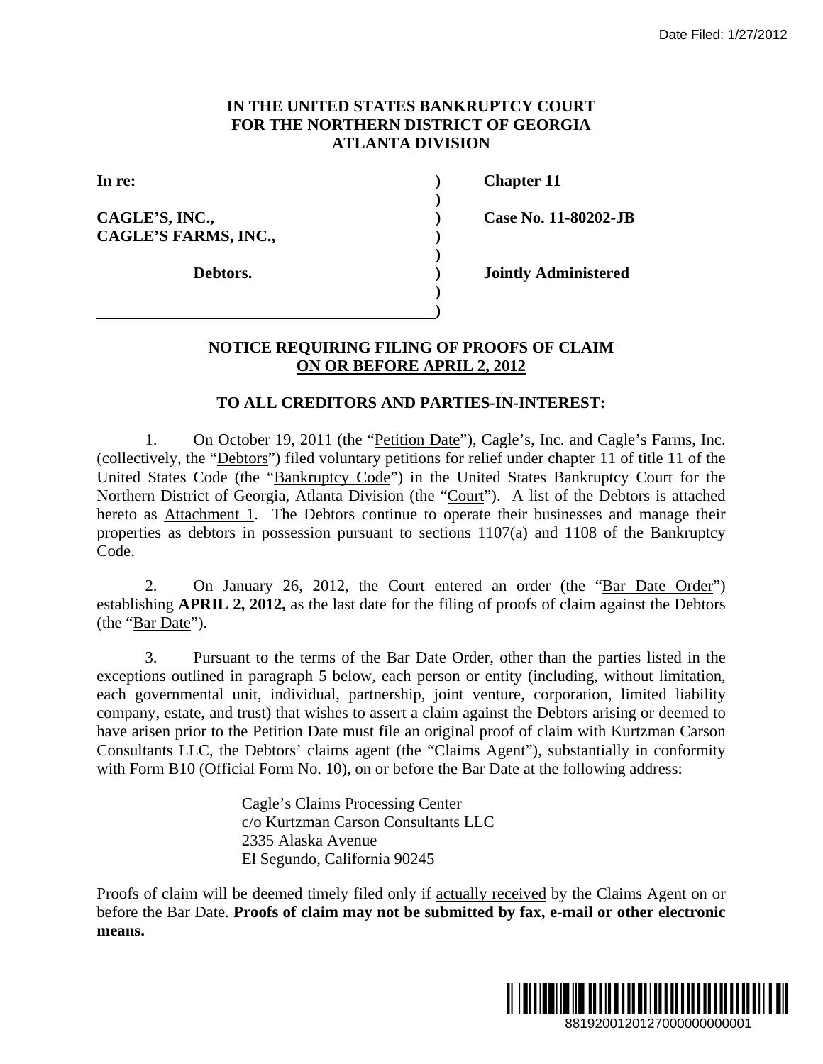Date Filed: 1/27/2012

**IN THE UNITED STATES BANKRUPTCY COURT**
**FOR THE NORTHERN DISTRICT OF GEORGIA**
**ATLANTA DIVISION**

| | | |
|---|---|---|
| **In re:** | **)** | **Chapter 11** |
| | **)** | |
| **CAGLE'S, INC.,** | **)** | **Case No. 11-80202-JB** |
| **CAGLE'S FARMS, INC.,** | **)** | |
| | **)** | |
| **Debtors.** | **)** | **Jointly Administered** |
| | **)** | |
| | **)** | |

**NOTICE REQUIRING FILING OF PROOFS OF CLAIM**
**ON OR BEFORE APRIL 2, 2012**

**TO ALL CREDITORS AND PARTIES-IN-INTEREST:**

1. On October 19, 2011 (the "Petition Date"), Cagle's, Inc. and Cagle's Farms, Inc. (collectively, the "Debtors") filed voluntary petitions for relief under chapter 11 of title 11 of the United States Code (the "Bankruptcy Code") in the United States Bankruptcy Court for the Northern District of Georgia, Atlanta Division (the "Court"). A list of the Debtors is attached hereto as Attachment 1. The Debtors continue to operate their businesses and manage their properties as debtors in possession pursuant to sections 1107(a) and 1108 of the Bankruptcy Code.

2. On January 26, 2012, the Court entered an order (the "Bar Date Order") establishing **APRIL 2, 2012,** as the last date for the filing of proofs of claim against the Debtors (the "Bar Date").

3. Pursuant to the terms of the Bar Date Order, other than the parties listed in the exceptions outlined in paragraph 5 below, each person or entity (including, without limitation, each governmental unit, individual, partnership, joint venture, corporation, limited liability company, estate, and trust) that wishes to assert a claim against the Debtors arising or deemed to have arisen prior to the Petition Date must file an original proof of claim with Kurtzman Carson Consultants LLC, the Debtors' claims agent (the "Claims Agent"), substantially in conformity with Form B10 (Official Form No. 10), on or before the Bar Date at the following address:

Cagle's Claims Processing Center
c/o Kurtzman Carson Consultants LLC
2335 Alaska Avenue
El Segundo, California 90245

Proofs of claim will be deemed timely filed only if actually received by the Claims Agent on or before the Bar Date. **Proofs of claim may not be submitted by fax, e-mail or other electronic means.**

8819200120127000000000001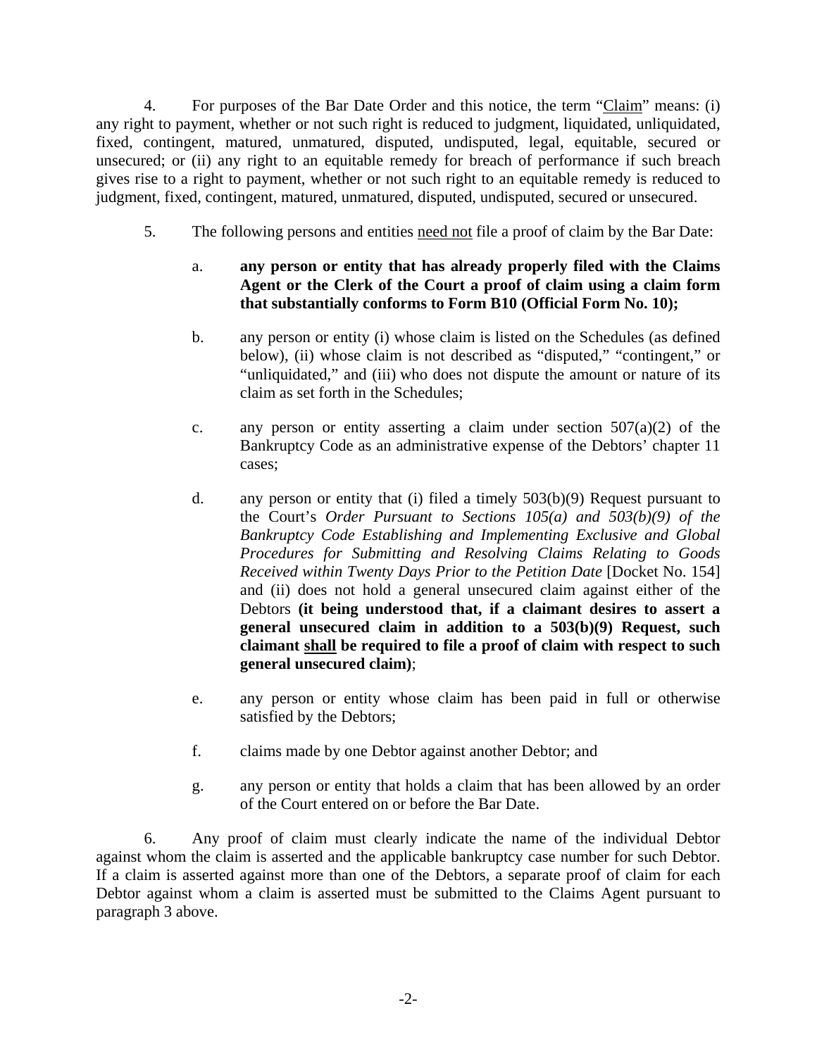4. For purposes of the Bar Date Order and this notice, the term "Claim" means: (i) any right to payment, whether or not such right is reduced to judgment, liquidated, unliquidated, fixed, contingent, matured, unmatured, disputed, undisputed, legal, equitable, secured or unsecured; or (ii) any right to an equitable remedy for breach of performance if such breach gives rise to a right to payment, whether or not such right to an equitable remedy is reduced to judgment, fixed, contingent, matured, unmatured, disputed, undisputed, secured or unsecured.

5. The following persons and entities need not file a proof of claim by the Bar Date:

a. **any person or entity that has already properly filed with the Claims Agent or the Clerk of the Court a proof of claim using a claim form that substantially conforms to Form B10 (Official Form No. 10);**

b. any person or entity (i) whose claim is listed on the Schedules (as defined below), (ii) whose claim is not described as "disputed," "contingent," or "unliquidated," and (iii) who does not dispute the amount or nature of its claim as set forth in the Schedules;

c. any person or entity asserting a claim under section 507(a)(2) of the Bankruptcy Code as an administrative expense of the Debtors' chapter 11 cases;

d. any person or entity that (i) filed a timely 503(b)(9) Request pursuant to the Court's *Order Pursuant to Sections 105(a) and 503(b)(9) of the Bankruptcy Code Establishing and Implementing Exclusive and Global Procedures for Submitting and Resolving Claims Relating to Goods Received within Twenty Days Prior to the Petition Date* [Docket No. 154] and (ii) does not hold a general unsecured claim against either of the Debtors **(it being understood that, if a claimant desires to assert a general unsecured claim in addition to a 503(b)(9) Request, such claimant shall be required to file a proof of claim with respect to such general unsecured claim)**;

e. any person or entity whose claim has been paid in full or otherwise satisfied by the Debtors;

f. claims made by one Debtor against another Debtor; and

g. any person or entity that holds a claim that has been allowed by an order of the Court entered on or before the Bar Date.

6. Any proof of claim must clearly indicate the name of the individual Debtor against whom the claim is asserted and the applicable bankruptcy case number for such Debtor. If a claim is asserted against more than one of the Debtors, a separate proof of claim for each Debtor against whom a claim is asserted must be submitted to the Claims Agent pursuant to paragraph 3 above.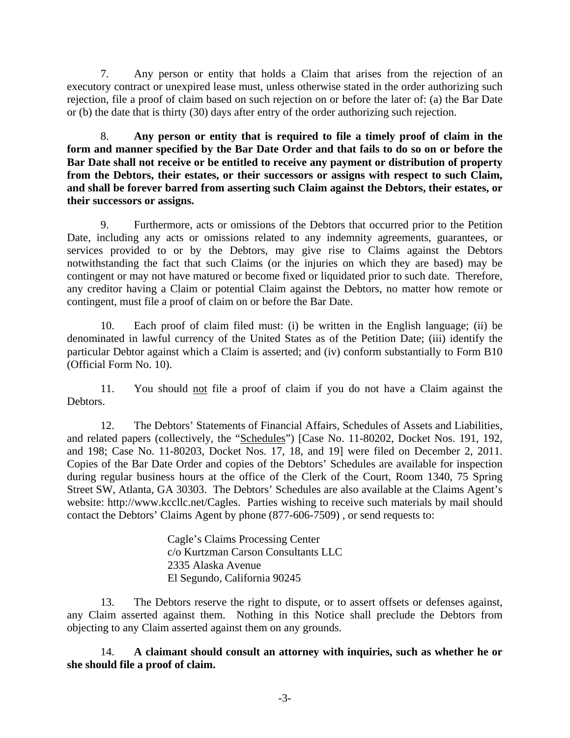7. Any person or entity that holds a Claim that arises from the rejection of an executory contract or unexpired lease must, unless otherwise stated in the order authorizing such rejection, file a proof of claim based on such rejection on or before the later of: (a) the Bar Date or (b) the date that is thirty (30) days after entry of the order authorizing such rejection.

8. **Any person or entity that is required to file a timely proof of claim in the form and manner specified by the Bar Date Order and that fails to do so on or before the Bar Date shall not receive or be entitled to receive any payment or distribution of property from the Debtors, their estates, or their successors or assigns with respect to such Claim, and shall be forever barred from asserting such Claim against the Debtors, their estates, or their successors or assigns.**

9. Furthermore, acts or omissions of the Debtors that occurred prior to the Petition Date, including any acts or omissions related to any indemnity agreements, guarantees, or services provided to or by the Debtors, may give rise to Claims against the Debtors notwithstanding the fact that such Claims (or the injuries on which they are based) may be contingent or may not have matured or become fixed or liquidated prior to such date. Therefore, any creditor having a Claim or potential Claim against the Debtors, no matter how remote or contingent, must file a proof of claim on or before the Bar Date.

10. Each proof of claim filed must: (i) be written in the English language; (ii) be denominated in lawful currency of the United States as of the Petition Date; (iii) identify the particular Debtor against which a Claim is asserted; and (iv) conform substantially to Form B10 (Official Form No. 10).

11. You should not file a proof of claim if you do not have a Claim against the Debtors.

12. The Debtors' Statements of Financial Affairs, Schedules of Assets and Liabilities, and related papers (collectively, the "Schedules") [Case No. 11-80202, Docket Nos. 191, 192, and 198; Case No. 11-80203, Docket Nos. 17, 18, and 19] were filed on December 2, 2011. Copies of the Bar Date Order and copies of the Debtors' Schedules are available for inspection during regular business hours at the office of the Clerk of the Court, Room 1340, 75 Spring Street SW, Atlanta, GA 30303. The Debtors' Schedules are also available at the Claims Agent's website: http://www.kccllc.net/Cagles. Parties wishing to receive such materials by mail should contact the Debtors' Claims Agent by phone (877-606-7509) , or send requests to:

Cagle's Claims Processing Center
c/o Kurtzman Carson Consultants LLC
2335 Alaska Avenue
El Segundo, California 90245

13. The Debtors reserve the right to dispute, or to assert offsets or defenses against, any Claim asserted against them. Nothing in this Notice shall preclude the Debtors from objecting to any Claim asserted against them on any grounds.

14. **A claimant should consult an attorney with inquiries, such as whether he or she should file a proof of claim.**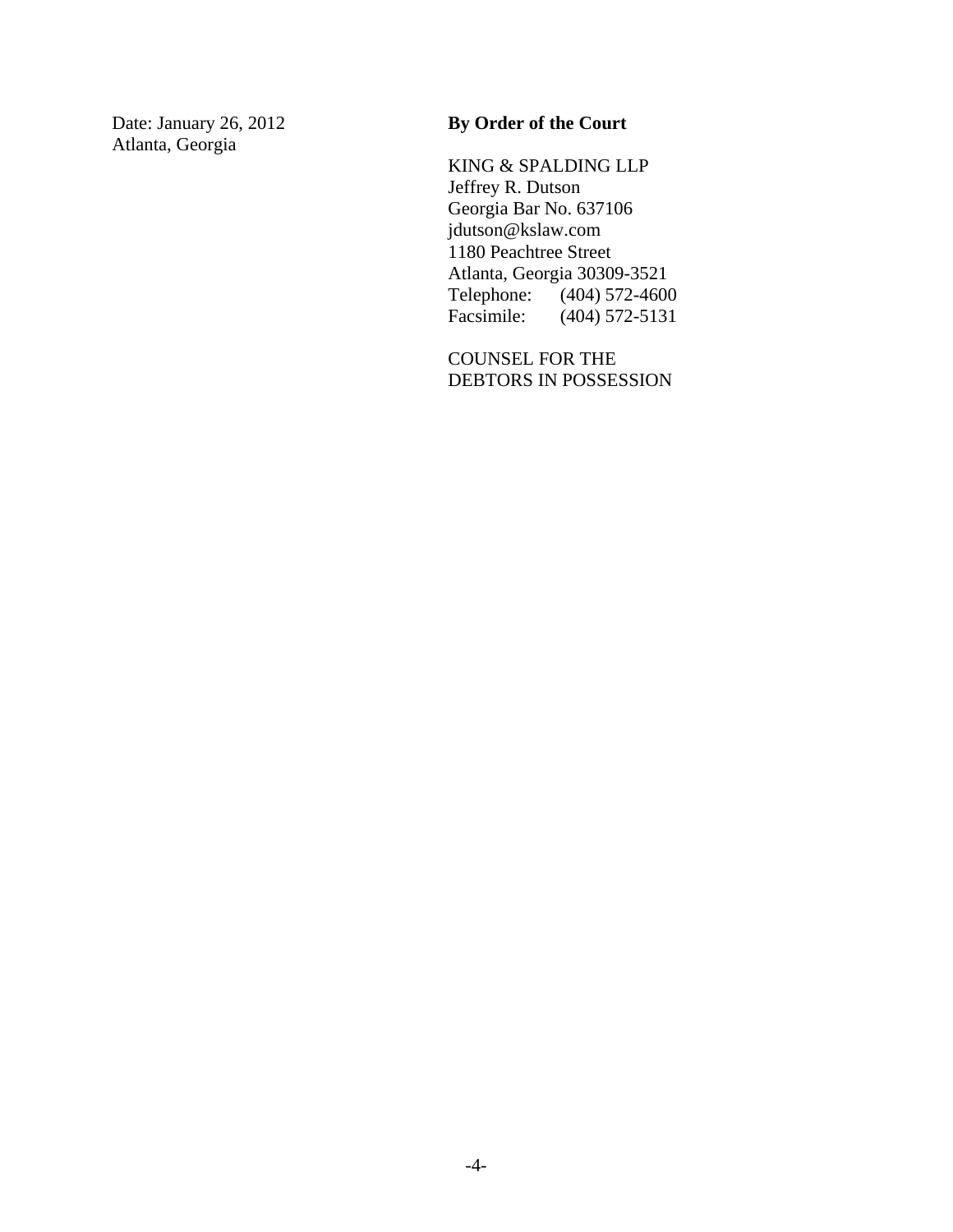Date: January 26, 2012
Atlanta, Georgia

**By Order of the Court**

KING & SPALDING LLP
Jeffrey R. Dutson
Georgia Bar No. 637106
jdutson@kslaw.com
1180 Peachtree Street
Atlanta, Georgia 30309-3521
Telephone: (404) 572-4600
Facsimile: (404) 572-5131

COUNSEL FOR THE
DEBTORS IN POSSESSION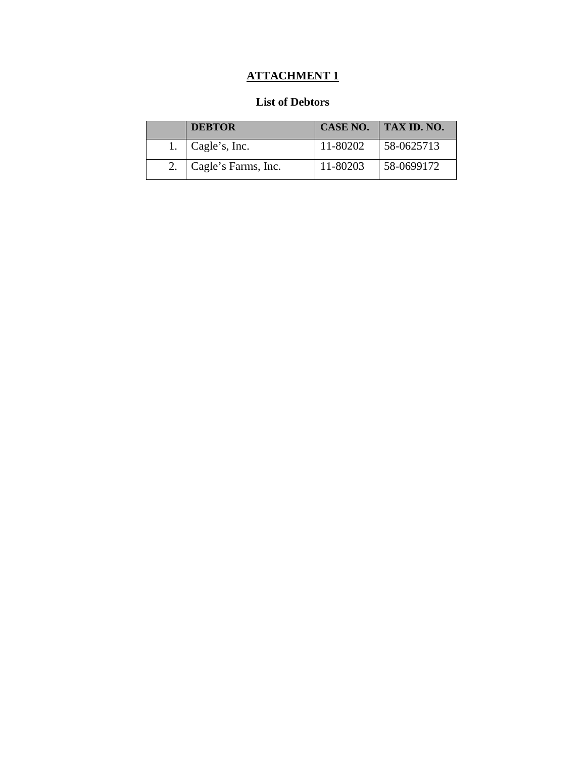# ATTACHMENT 1

## List of Debtors

| | DEBTOR | CASE NO. | TAX ID. NO. |
|---|---|---|---|
| 1. | Cagle's, Inc. | 11-80202 | 58-0625713 |
| 2. | Cagle's Farms, Inc. | 11-80203 | 58-0699172 |